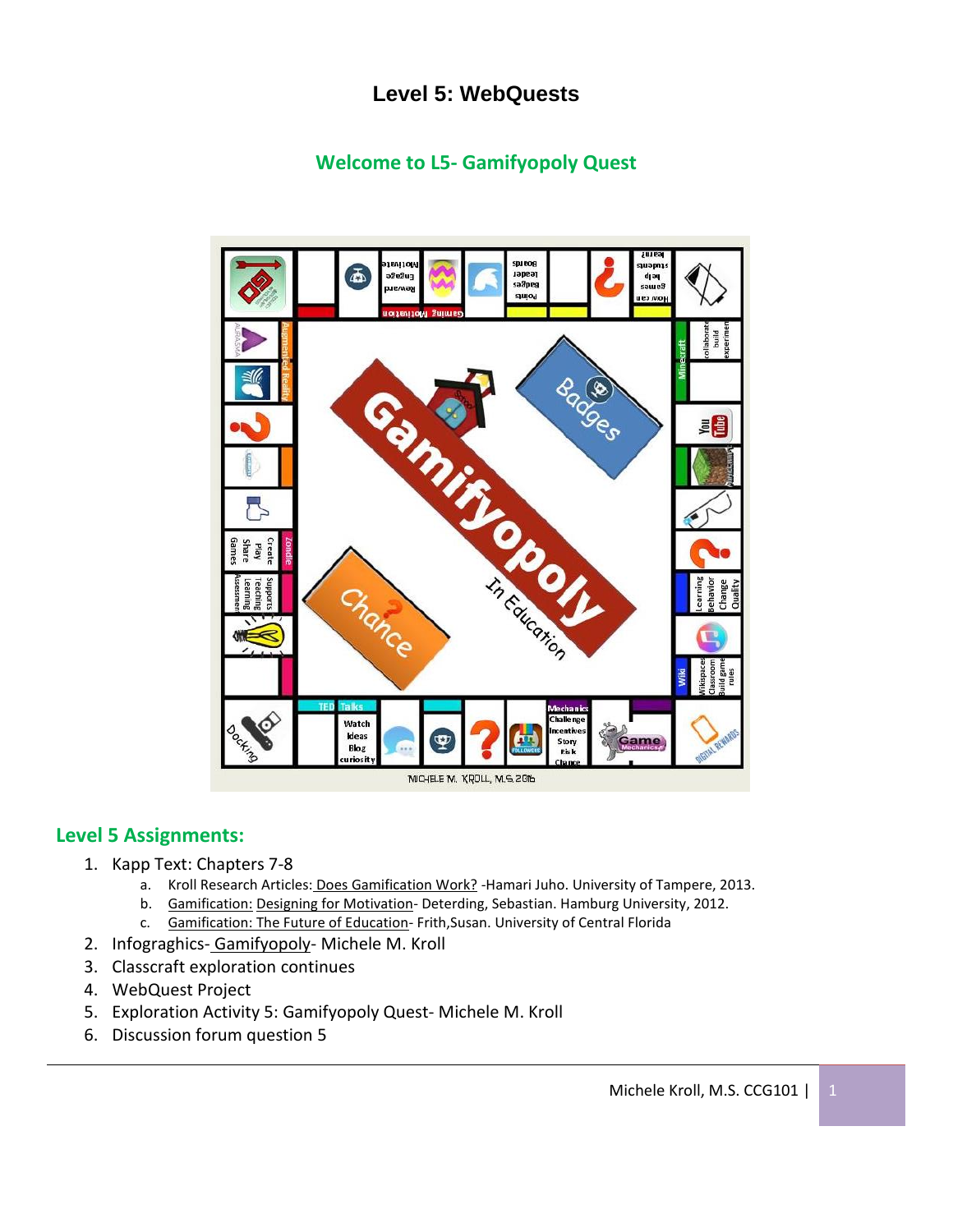# Level 5: WebQuests

## Welcome to L5- Gamifyopoly Quest

## Level 5 Assignments:

1. Kapp Text: Chapters 7-8
   a. Kroll Research Articles: Does Gamification Work? -Hamari Juho. University of Tampere, 2013.
   b. Gamification: Designing for Motivation- Deterding, Sebastian. Hamburg University, 2012.
   c. Gamification: The Future of Education- Frith,Susan. University of Central Florida
2. Infograghics- Gamifyopoly- Michele M. Kroll
3. Classcraft exploration continues
4. WebQuest Project
5. Exploration Activity 5: Gamifyopoly Quest- Michele M. Kroll
6. Discussion forum question 5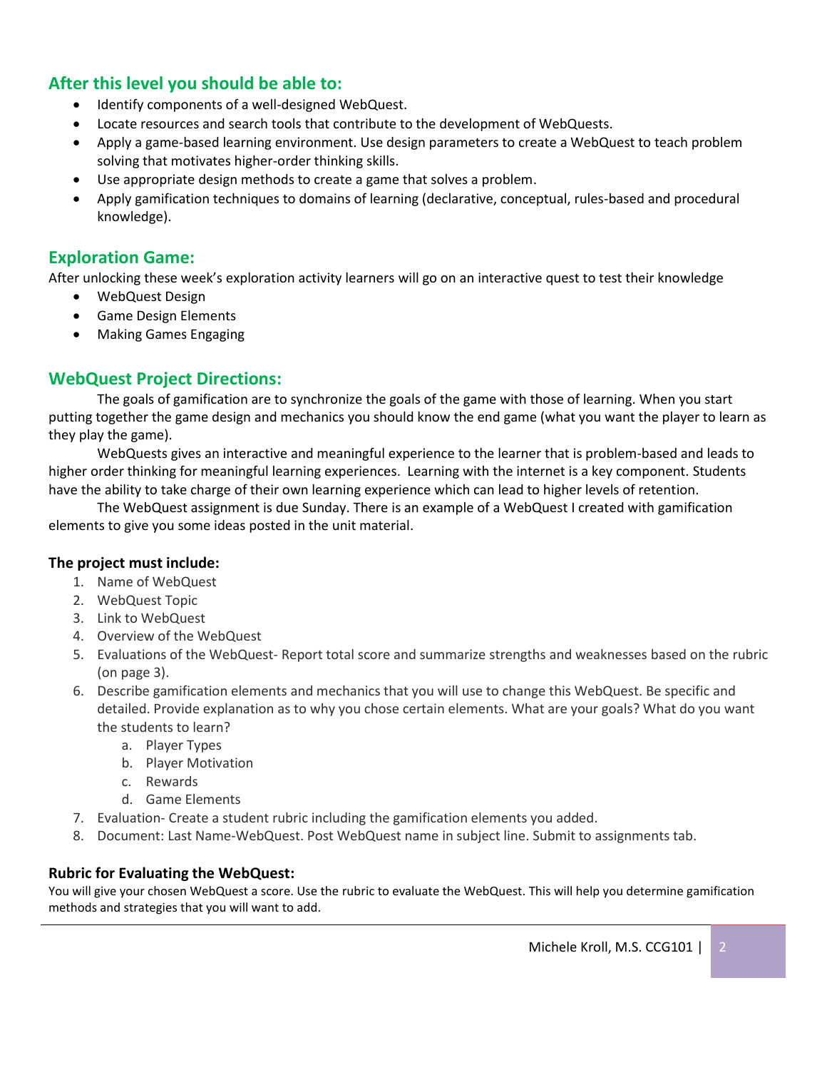## After this level you should be able to:

- Identify components of a well-designed WebQuest.
- Locate resources and search tools that contribute to the development of WebQuests.
- Apply a game-based learning environment. Use design parameters to create a WebQuest to teach problem solving that motivates higher-order thinking skills.
- Use appropriate design methods to create a game that solves a problem.
- Apply gamification techniques to domains of learning (declarative, conceptual, rules-based and procedural knowledge).

## Exploration Game:

After unlocking these week's exploration activity learners will go on an interactive quest to test their knowledge

- WebQuest Design
- Game Design Elements
- Making Games Engaging

## WebQuest Project Directions:

The goals of gamification are to synchronize the goals of the game with those of learning. When you start putting together the game design and mechanics you should know the end game (what you want the player to learn as they play the game).

WebQuests gives an interactive and meaningful experience to the learner that is problem-based and leads to higher order thinking for meaningful learning experiences. Learning with the internet is a key component. Students have the ability to take charge of their own learning experience which can lead to higher levels of retention.

The WebQuest assignment is due Sunday. There is an example of a WebQuest I created with gamification elements to give you some ideas posted in the unit material.

### The project must include:

1. Name of WebQuest
2. WebQuest Topic
3. Link to WebQuest
4. Overview of the WebQuest
5. Evaluations of the WebQuest- Report total score and summarize strengths and weaknesses based on the rubric (on page 3).
6. Describe gamification elements and mechanics that you will use to change this WebQuest. Be specific and detailed. Provide explanation as to why you chose certain elements. What are your goals? What do you want the students to learn?
   a. Player Types
   b. Player Motivation
   c. Rewards
   d. Game Elements
7. Evaluation- Create a student rubric including the gamification elements you added.
8. Document: Last Name-WebQuest. Post WebQuest name in subject line. Submit to assignments tab.

### Rubric for Evaluating the WebQuest:

You will give your chosen WebQuest a score. Use the rubric to evaluate the WebQuest. This will help you determine gamification methods and strategies that you will want to add.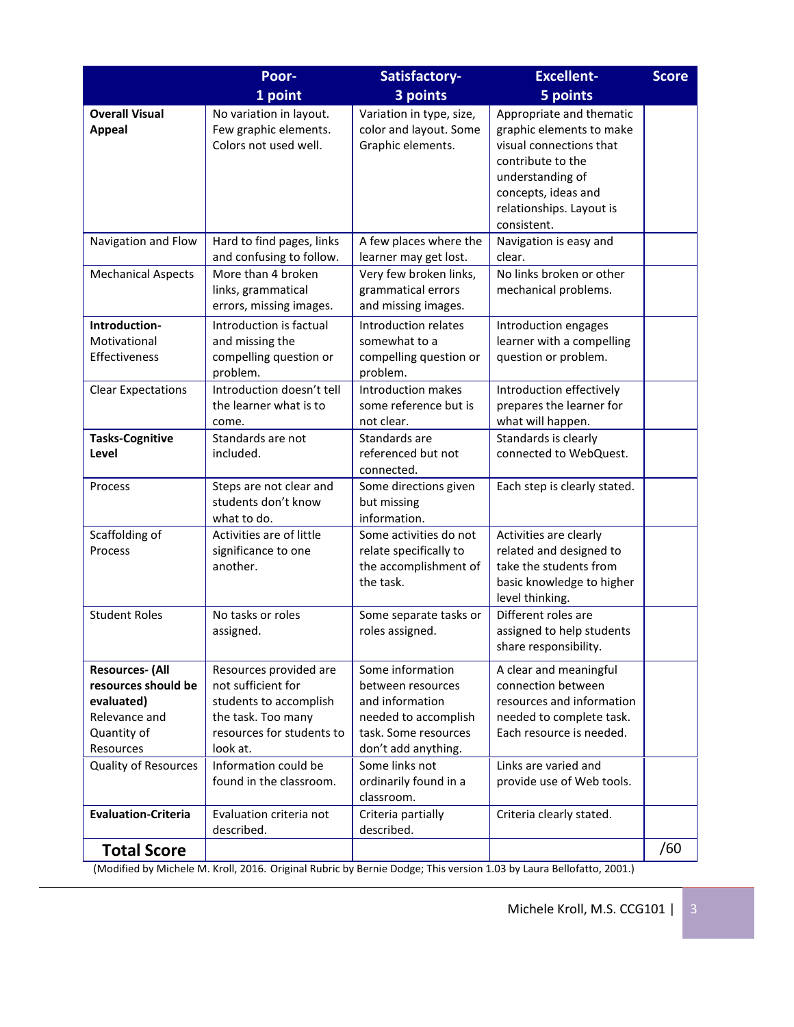| | Poor- 1 point | Satisfactory- 3 points | Excellent- 5 points | Score |
|---|---|---|---|---|
| **Overall Visual Appeal** | No variation in layout. Few graphic elements. Colors not used well. | Variation in type, size, color and layout. Some Graphic elements. | Appropriate and thematic graphic elements to make visual connections that contribute to the understanding of concepts, ideas and relationships. Layout is consistent. | |
| Navigation and Flow | Hard to find pages, links and confusing to follow. | A few places where the learner may get lost. | Navigation is easy and clear. | |
| Mechanical Aspects | More than 4 broken links, grammatical errors, missing images. | Very few broken links, grammatical errors and missing images. | No links broken or other mechanical problems. | |
| **Introduction-** Motivational Effectiveness | Introduction is factual and missing the compelling question or problem. | Introduction relates somewhat to a compelling question or problem. | Introduction engages learner with a compelling question or problem. | |
| Clear Expectations | Introduction doesn't tell the learner what is to come. | Introduction makes some reference but is not clear. | Introduction effectively prepares the learner for what will happen. | |
| **Tasks-Cognitive Level** | Standards are not included. | Standards are referenced but not connected. | Standards is clearly connected to WebQuest. | |
| Process | Steps are not clear and students don't know what to do. | Some directions given but missing information. | Each step is clearly stated. | |
| Scaffolding of Process | Activities are of little significance to one another. | Some activities do not relate specifically to the accomplishment of the task. | Activities are clearly related and designed to take the students from basic knowledge to higher level thinking. | |
| Student Roles | No tasks or roles assigned. | Some separate tasks or roles assigned. | Different roles are assigned to help students share responsibility. | |
| **Resources- (All resources should be evaluated)** Relevance and Quantity of Resources | Resources provided are not sufficient for students to accomplish the task. Too many resources for students to look at. | Some information between resources and information needed to accomplish task. Some resources don't add anything. | A clear and meaningful connection between resources and information needed to complete task. Each resource is needed. | |
| Quality of Resources | Information could be found in the classroom. | Some links not ordinarily found in a classroom. | Links are varied and provide use of Web tools. | |
| **Evaluation-Criteria** | Evaluation criteria not described. | Criteria partially described. | Criteria clearly stated. | |
| **Total Score** | | | | /60 |

(Modified by Michele M. Kroll, 2016. Original Rubric by Bernie Dodge; This version 1.03 by Laura Bellofatto, 2001.)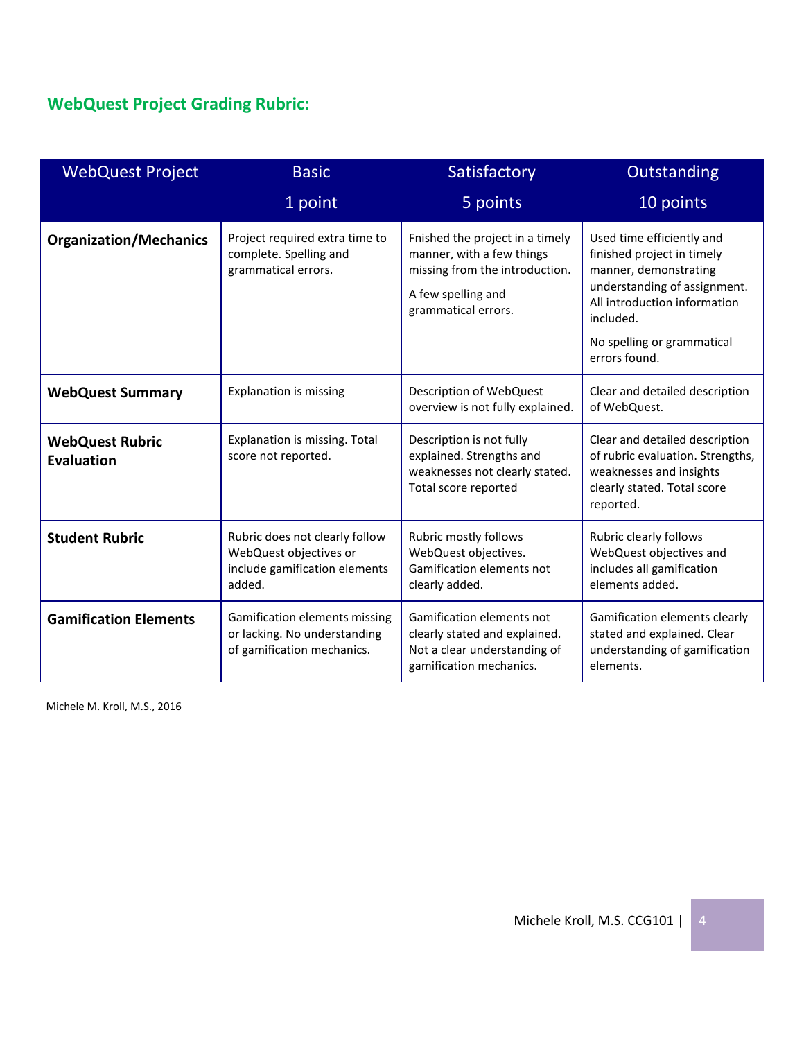## WebQuest Project Grading Rubric:

| WebQuest Project | Basic<br>1 point | Satisfactory<br>5 points | Outstanding<br>10 points |
|---|---|---|---|
| **Organization/Mechanics** | Project required extra time to complete. Spelling and grammatical errors. | Fnished the project in a timely manner, with a few things missing from the introduction.<br>A few spelling and grammatical errors. | Used time efficiently and finished project in timely manner, demonstrating understanding of assignment. All introduction information included.<br>No spelling or grammatical errors found. |
| **WebQuest Summary** | Explanation is missing | Description of WebQuest overview is not fully explained. | Clear and detailed description of WebQuest. |
| **WebQuest Rubric Evaluation** | Explanation is missing. Total score not reported. | Description is not fully explained. Strengths and weaknesses not clearly stated. Total score reported | Clear and detailed description of rubric evaluation. Strengths, weaknesses and insights clearly stated. Total score reported. |
| **Student Rubric** | Rubric does not clearly follow WebQuest objectives or include gamification elements added. | Rubric mostly follows WebQuest objectives. Gamification elements not clearly added. | Rubric clearly follows WebQuest objectives and includes all gamification elements added. |
| **Gamification Elements** | Gamification elements missing or lacking. No understanding of gamification mechanics. | Gamification elements not clearly stated and explained. Not a clear understanding of gamification mechanics. | Gamification elements clearly stated and explained. Clear understanding of gamification elements. |

Michele M. Kroll, M.S., 2016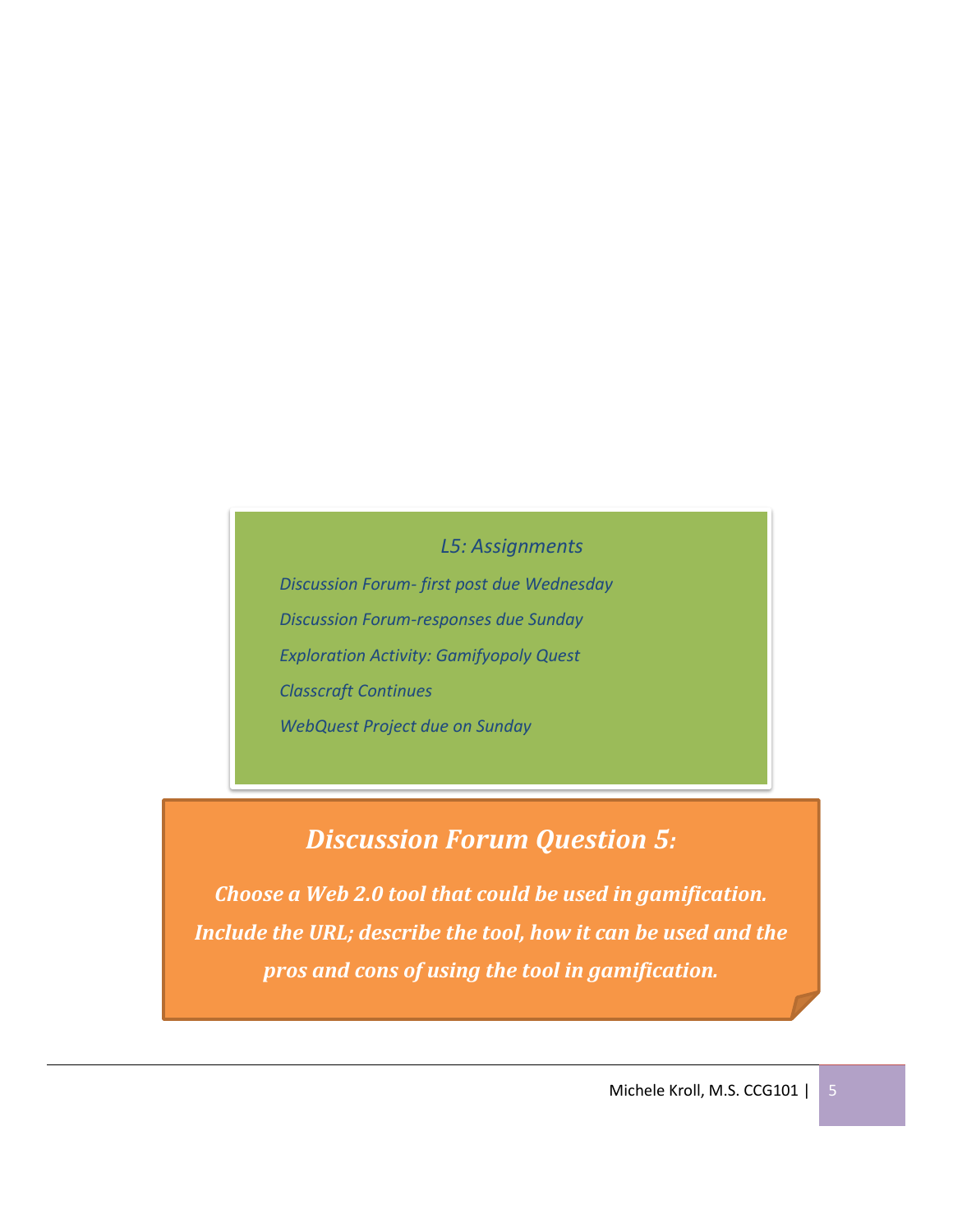### *L5: Assignments*

*Discussion Forum- first post due Wednesday*

*Discussion Forum-responses due Sunday*

*Exploration Activity: Gamifyopoly Quest*

*Classcraft Continues*

*WebQuest Project due on Sunday*

## ***Discussion Forum Question 5:***

***Choose a Web 2.0 tool that could be used in gamification. Include the URL; describe the tool, how it can be used and the pros and cons of using the tool in gamification.***